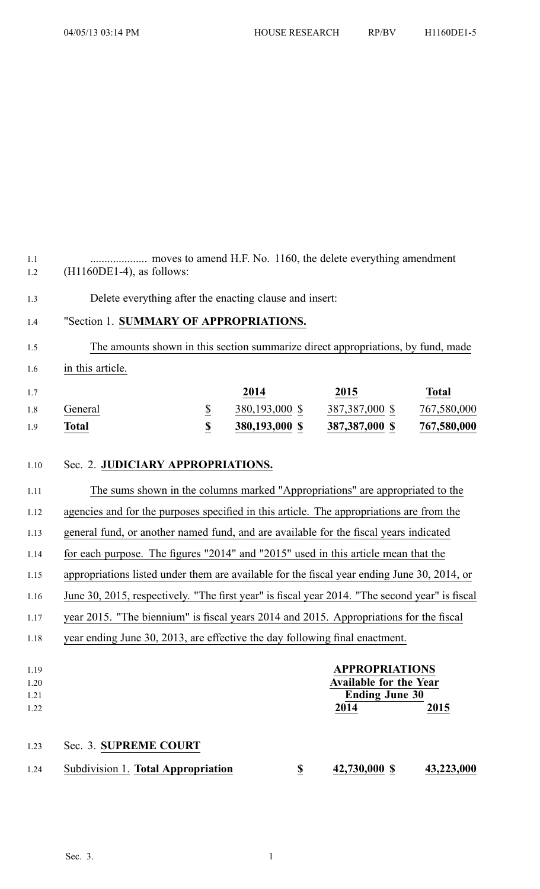.................... moves to amend H.F. No. 1160, the delete everything amendment (H1160DE1-4), as follows:

Delete everything after the enacting clause and insert:

"Section 1. **SUMMARY OF APPROPRIATIONS.**

The amounts shown in this section summarize direct appropriations, by fund, made in this article.

| | | 2014 | 2015 | Total |
|---|---|---|---|---|
| General | $ | 380,193,000 $ | 387,387,000 $ | 767,580,000 |
| **Total** | **$** | **380,193,000 $** | **387,387,000 $** | **767,580,000** |

Sec. 2. **JUDICIARY APPROPRIATIONS.**

The sums shown in the columns marked "Appropriations" are appropriated to the agencies and for the purposes specified in this article. The appropriations are from the general fund, or another named fund, and are available for the fiscal years indicated for each purpose. The figures "2014" and "2015" used in this article mean that the appropriations listed under them are available for the fiscal year ending June 30, 2014, or June 30, 2015, respectively. "The first year" is fiscal year 2014. "The second year" is fiscal year 2015. "The biennium" is fiscal years 2014 and 2015. Appropriations for the fiscal year ending June 30, 2013, are effective the day following final enactment.

| | | **APPROPRIATIONS** | |
|---|---|---|---|
| | | **Available for the Year Ending June 30** | |
| | | **2014** | **2015** |

Sec. 3. **SUPREME COURT**

| | | | |
|---|---|---|---|
| Subdivision 1. **Total Appropriation** | **$** | **42,730,000 $** | **43,223,000** |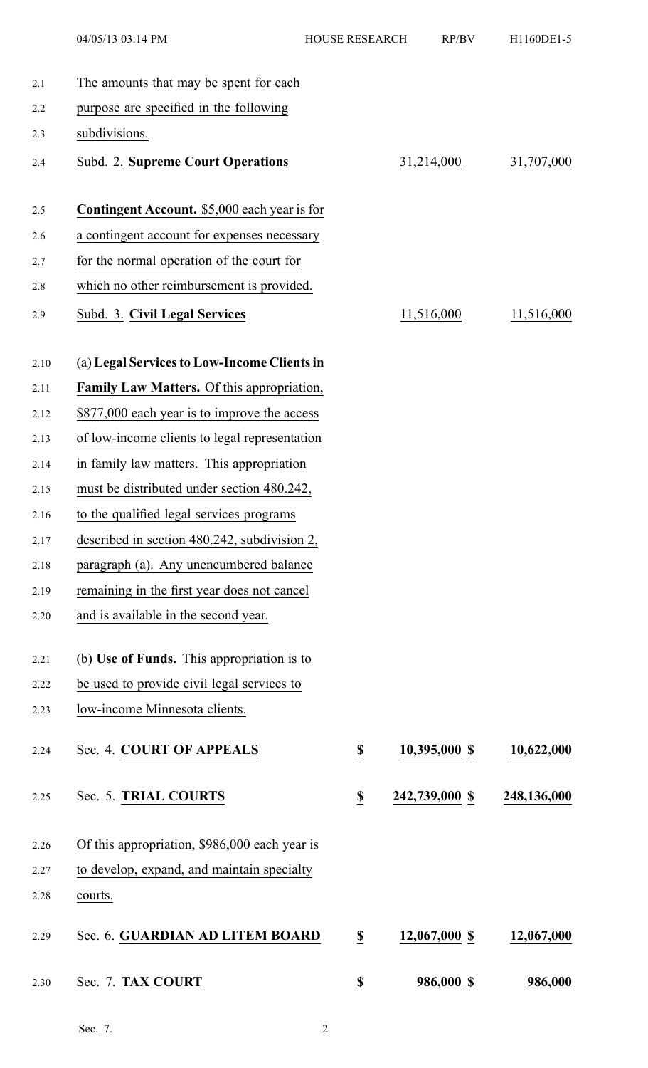The amounts that may be spent for each purpose are specified in the following subdivisions.

| | | | |
|---|---|---|---|
| Subd. 2. **Supreme Court Operations** | | 31,214,000 | 31,707,000 |

**Contingent Account.** $5,000 each year is for a contingent account for expenses necessary for the normal operation of the court for which no other reimbursement is provided.

| | | | |
|---|---|---|---|
| Subd. 3. **Civil Legal Services** | | 11,516,000 | 11,516,000 |

(a) **Legal Services to Low-Income Clients in Family Law Matters.** Of this appropriation, $877,000 each year is to improve the access of low-income clients to legal representation in family law matters. This appropriation must be distributed under section 480.242, to the qualified legal services programs described in section 480.242, subdivision 2, paragraph (a). Any unencumbered balance remaining in the first year does not cancel and is available in the second year.

(b) **Use of Funds.** This appropriation is to be used to provide civil legal services to low-income Minnesota clients.

| | | | |
|---|---|---|---|
| Sec. 4. **COURT OF APPEALS** | **$** | **10,395,000 $** | **10,622,000** |
| Sec. 5. **TRIAL COURTS** | **$** | **242,739,000 $** | **248,136,000** |

Of this appropriation, $986,000 each year is to develop, expand, and maintain specialty courts.

| | | | |
|---|---|---|---|
| Sec. 6. **GUARDIAN AD LITEM BOARD** | **$** | **12,067,000 $** | **12,067,000** |
| Sec. 7. **TAX COURT** | **$** | **986,000 $** | **986,000** |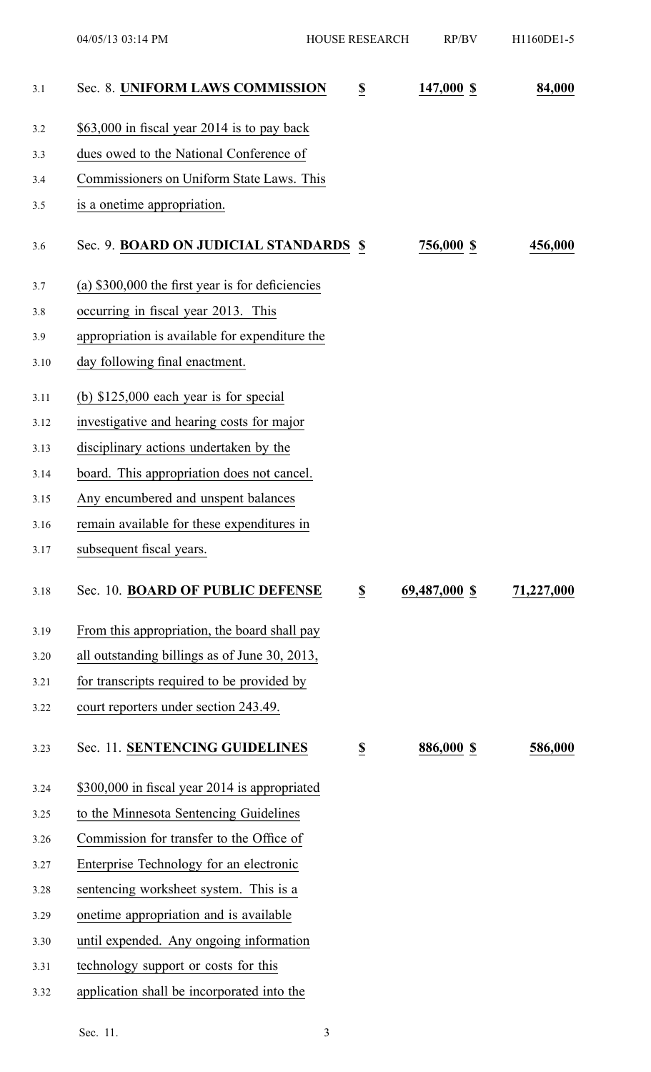Sec. 8. **UNIFORM LAWS COMMISSION** $ 147,000 $ 84,000

$63,000 in fiscal year 2014 is to pay back dues owed to the National Conference of Commissioners on Uniform State Laws. This is a onetime appropriation.

Sec. 9. **BOARD ON JUDICIAL STANDARDS** $ 756,000 $ 456,000

(a) $300,000 the first year is for deficiencies occurring in fiscal year 2013. This appropriation is available for expenditure the day following final enactment.

(b) $125,000 each year is for special investigative and hearing costs for major disciplinary actions undertaken by the board. This appropriation does not cancel. Any encumbered and unspent balances remain available for these expenditures in subsequent fiscal years.

Sec. 10. **BOARD OF PUBLIC DEFENSE** $ 69,487,000 $ 71,227,000

From this appropriation, the board shall pay all outstanding billings as of June 30, 2013, for transcripts required to be provided by court reporters under section 243.49.

Sec. 11. **SENTENCING GUIDELINES** $ 886,000 $ 586,000

$300,000 in fiscal year 2014 is appropriated to the Minnesota Sentencing Guidelines Commission for transfer to the Office of Enterprise Technology for an electronic sentencing worksheet system. This is a onetime appropriation and is available until expended. Any ongoing information technology support or costs for this application shall be incorporated into the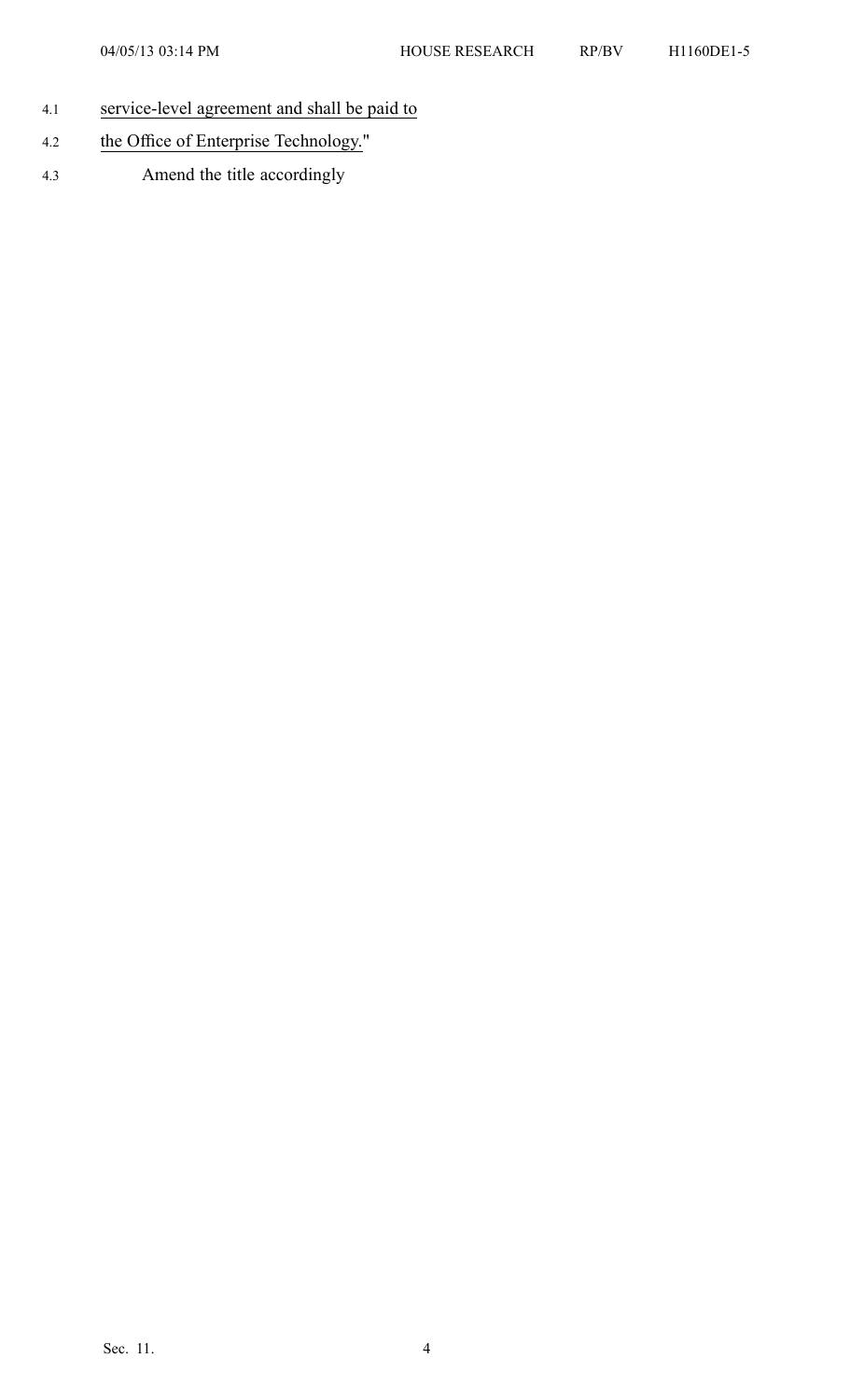4.1 service-level agreement and shall be paid to

4.2 the Office of Enterprise Technology."

4.3 Amend the title accordingly